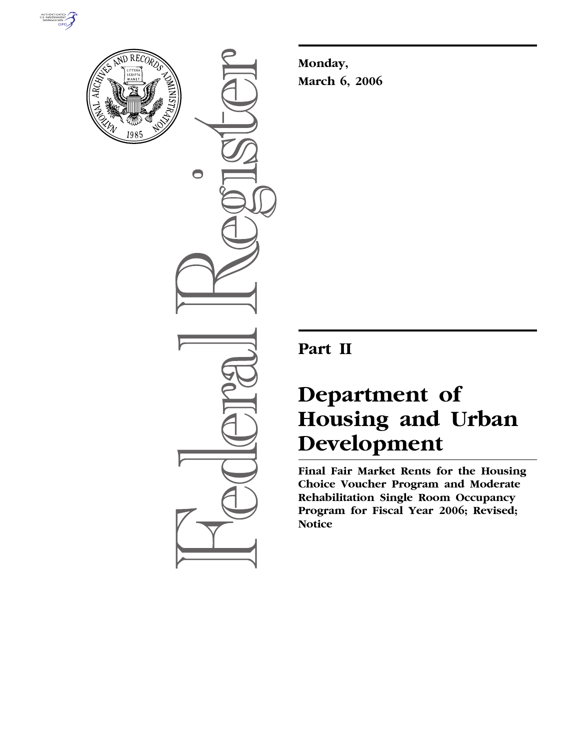**Monday,**
**March 6, 2006**

# Part II

# Department of Housing and Urban Development

**Final Fair Market Rents for the Housing Choice Voucher Program and Moderate Rehabilitation Single Room Occupancy Program for Fiscal Year 2006; Revised; Notice**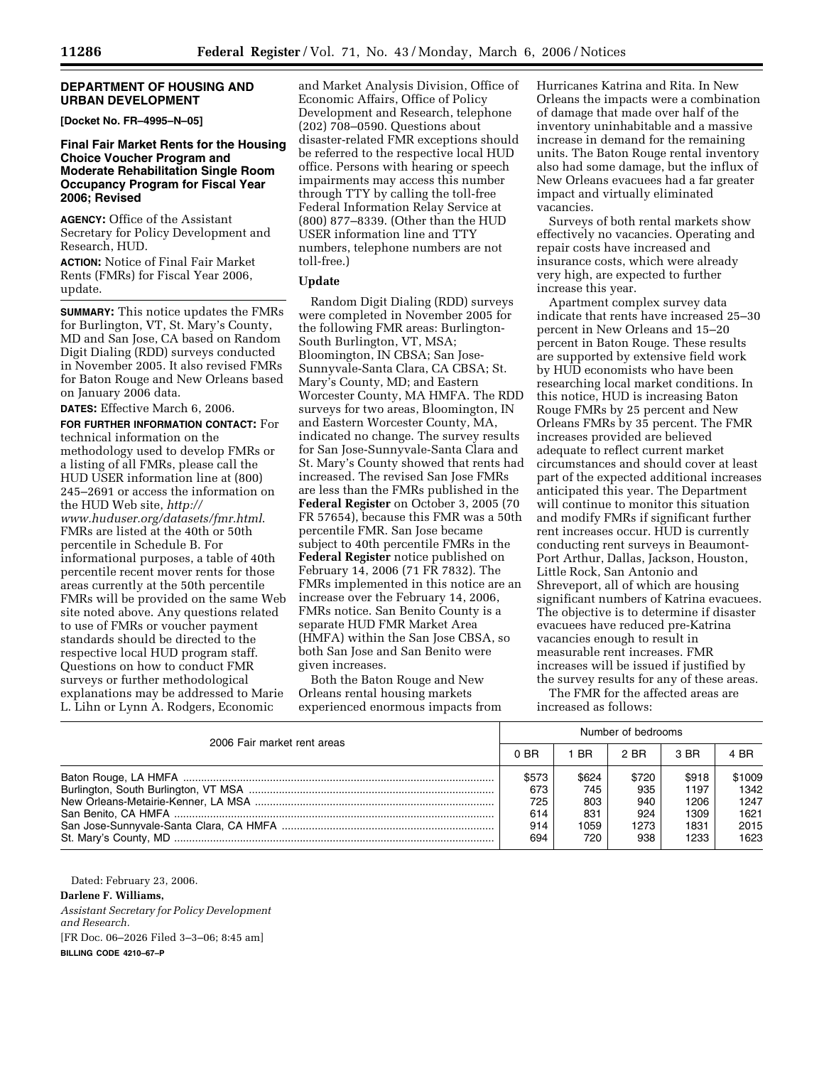**DEPARTMENT OF HOUSING AND URBAN DEVELOPMENT**

**[Docket No. FR–4995–N–05]**

**Final Fair Market Rents for the Housing Choice Voucher Program and Moderate Rehabilitation Single Room Occupancy Program for Fiscal Year 2006; Revised**

**AGENCY:** Office of the Assistant Secretary for Policy Development and Research, HUD.

**ACTION:** Notice of Final Fair Market Rents (FMRs) for Fiscal Year 2006, update.

**SUMMARY:** This notice updates the FMRs for Burlington, VT, St. Mary's County, MD and San Jose, CA based on Random Digit Dialing (RDD) surveys conducted in November 2005. It also revised FMRs for Baton Rouge and New Orleans based on January 2006 data.

**DATES:** Effective March 6, 2006.

**FOR FURTHER INFORMATION CONTACT:** For technical information on the methodology used to develop FMRs or a listing of all FMRs, please call the HUD USER information line at (800) 245–2691 or access the information on the HUD Web site, *http://www.huduser.org/datasets/fmr.html*. FMRs are listed at the 40th or 50th percentile in Schedule B. For informational purposes, a table of 40th percentile recent mover rents for those areas currently at the 50th percentile FMRs will be provided on the same Web site noted above. Any questions related to use of FMRs or voucher payment standards should be directed to the respective local HUD program staff. Questions on how to conduct FMR surveys or further methodological explanations may be addressed to Marie L. Lihn or Lynn A. Rodgers, Economic and Market Analysis Division, Office of Economic Affairs, Office of Policy Development and Research, telephone (202) 708–0590. Questions about disaster-related FMR exceptions should be referred to the respective local HUD office. Persons with hearing or speech impairments may access this number through TTY by calling the toll-free Federal Information Relay Service at (800) 877–8339. (Other than the HUD USER information line and TTY numbers, telephone numbers are not toll-free.)

## Update

Random Digit Dialing (RDD) surveys were completed in November 2005 for the following FMR areas: Burlington-South Burlington, VT, MSA; Bloomington, IN CBSA; San Jose-Sunnyvale-Santa Clara, CA CBSA; St. Mary's County, MD; and Eastern Worcester County, MA HMFA. The RDD surveys for two areas, Bloomington, IN and Eastern Worcester County, MA, indicated no change. The survey results for San Jose-Sunnyvale-Santa Clara and St. Mary's County showed that rents had increased. The revised San Jose FMRs are less than the FMRs published in the **Federal Register** on October 3, 2005 (70 FR 57654), because this FMR was a 50th percentile FMR. San Jose became subject to 40th percentile FMRs in the **Federal Register** notice published on February 14, 2006 (71 FR 7832). The FMRs implemented in this notice are an increase over the February 14, 2006, FMRs notice. San Benito County is a separate HUD FMR Market Area (HMFA) within the San Jose CBSA, so both San Jose and San Benito were given increases.

Both the Baton Rouge and New Orleans rental housing markets experienced enormous impacts from Hurricanes Katrina and Rita. In New Orleans the impacts were a combination of damage that made over half of the inventory uninhabitable and a massive increase in demand for the remaining units. The Baton Rouge rental inventory also had some damage, but the influx of New Orleans evacuees had a far greater impact and virtually eliminated vacancies.

Surveys of both rental markets show effectively no vacancies. Operating and repair costs have increased and insurance costs, which were already very high, are expected to further increase this year.

Apartment complex survey data indicate that rents have increased 25–30 percent in New Orleans and 15–20 percent in Baton Rouge. These results are supported by extensive field work by HUD economists who have been researching local market conditions. In this notice, HUD is increasing Baton Rouge FMRs by 25 percent and New Orleans FMRs by 35 percent. The FMR increases provided are believed adequate to reflect current market circumstances and should cover at least part of the expected additional increases anticipated this year. The Department will continue to monitor this situation and modify FMRs if significant further rent increases occur. HUD is currently conducting rent surveys in Beaumont-Port Arthur, Dallas, Jackson, Houston, Little Rock, San Antonio and Shreveport, all of which are housing significant numbers of Katrina evacuees. The objective is to determine if disaster evacuees have reduced pre-Katrina vacancies enough to result in measurable rent increases. FMR increases will be issued if justified by the survey results for any of these areas.

The FMR for the affected areas are increased as follows:

| 2006 Fair market rent areas | Number of bedrooms | | | | |
|---|---|---|---|---|---|
| | 0 BR | 1 BR | 2 BR | 3 BR | 4 BR |
| Baton Rouge, LA HMFA | $573 | $624 | $720 | $918 | $1009 |
| Burlington, South Burlington, VT MSA | 673 | 745 | 935 | 1197 | 1342 |
| New Orleans-Metairie-Kenner, LA MSA | 725 | 803 | 940 | 1206 | 1247 |
| San Benito, CA HMFA | 614 | 831 | 924 | 1309 | 1621 |
| San Jose-Sunnyvale-Santa Clara, CA HMFA | 914 | 1059 | 1273 | 1831 | 2015 |
| St. Mary's County, MD | 694 | 720 | 938 | 1233 | 1623 |

Dated: February 23, 2006.

**Darlene F. Williams,**

*Assistant Secretary for Policy Development and Research.*

[FR Doc. 06–2026 Filed 3–3–06; 8:45 am]

**BILLING CODE 4210–67–P**